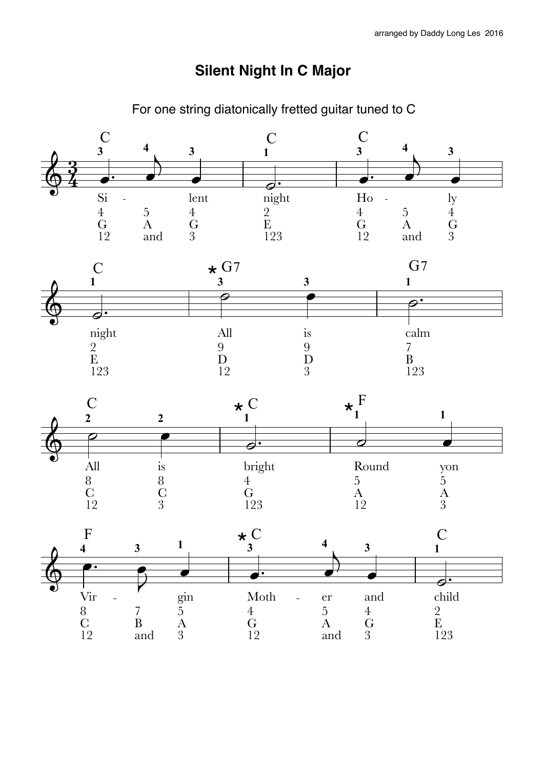arranged by Daddy Long Les 2016

# Silent Night In C Major

For one string diatonically fretted guitar tuned to C

| Chord | C | | | C | C | | | C | * G7 | | G7 |
|---|---|---|---|---|---|---|---|---|---|---|---|
| Finger | 3 | 4 | 3 | 1 | 3 | 4 | 3 | 1 | 3 | 3 | 1 |
| Lyric | Si - | | lent | night | Ho - | | ly | night | All | is | calm |
| Fret | 4 | 5 | 4 | 2 | 4 | 5 | 4 | 2 | 9 | 9 | 7 |
| Note | G | A | G | E | G | A | G | E | D | D | B |
| Count | 12 | and | 3 | 123 | 12 | and | 3 | 123 | 12 | 3 | 123 |

| Chord | C | | * C | * F | |
|---|---|---|---|---|---|
| Finger | 2 | 2 | 1 | 1 | 1 |
| Lyric | All | is | bright | Round | yon |
| Fret | 8 | 8 | 4 | 5 | 5 |
| Note | C | C | G | A | A |
| Count | 12 | 3 | 123 | 12 | 3 |

| Chord | F | | | * C | | | C |
|---|---|---|---|---|---|---|---|
| Finger | 4 | 3 | 1 | 3 | 4 | 3 | 1 |
| Lyric | Vir - | | gin | Moth - | er | and | child |
| Fret | 8 | 7 | 5 | 4 | 5 | 4 | 2 |
| Note | C | B | A | G | A | G | E |
| Count | 12 | and | 3 | 12 | and | 3 | 123 |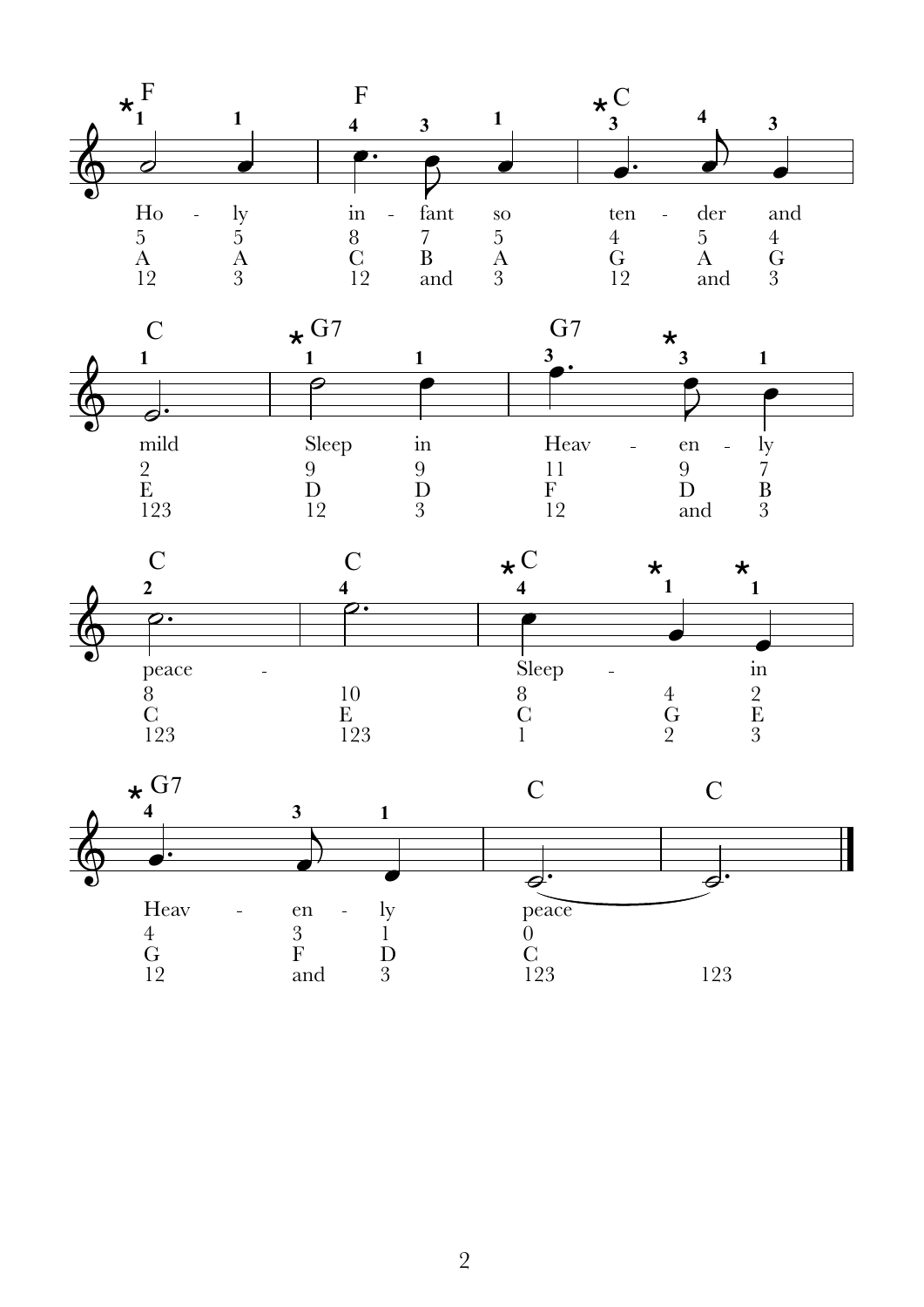| | | | | | | | |
|---|---|---|---|---|---|---|---|
| *F | | F | | | *C | | |
| 1 | 1 | 4 | 3 | 1 | 3 | 4 | 3 |
| Ho - | ly | in - | fant | so | ten - | der | and |
| 5 | 5 | 8 | 7 | 5 | 4 | 5 | 4 |
| A | A | C | B | A | G | A | G |
| 12 | 3 | 12 | and | 3 | 12 | and | 3 |

| | | | | | |
|---|---|---|---|---|---|
| C | *G7 | | G7 | * | |
| 1 | 1 | 1 | 3 | 3 | 1 |
| mild | Sleep | in | Heav - | en - | ly |
| 2 | 9 | 9 | 11 | 9 | 7 |
| E | D | D | F | D | B |
| 123 | 12 | 3 | 12 | and | 3 |

| | | | | |
|---|---|---|---|---|
| C | C | *C | * | * |
| 2 | 4 | 4 | 1 | 1 |
| peace - | | Sleep - | | in |
| 8 | 10 | 8 | 4 | 2 |
| C | E | C | G | E |
| 123 | 123 | 1 | 2 | 3 |

| | | | | |
|---|---|---|---|---|
| *G7 | | | C | C |
| 4 | 3 | 1 | | |
| Heav - | en - | ly | peace | |
| 4 | 3 | 1 | 0 | |
| G | F | D | C | |
| 12 | and | 3 | 123 | 123 |